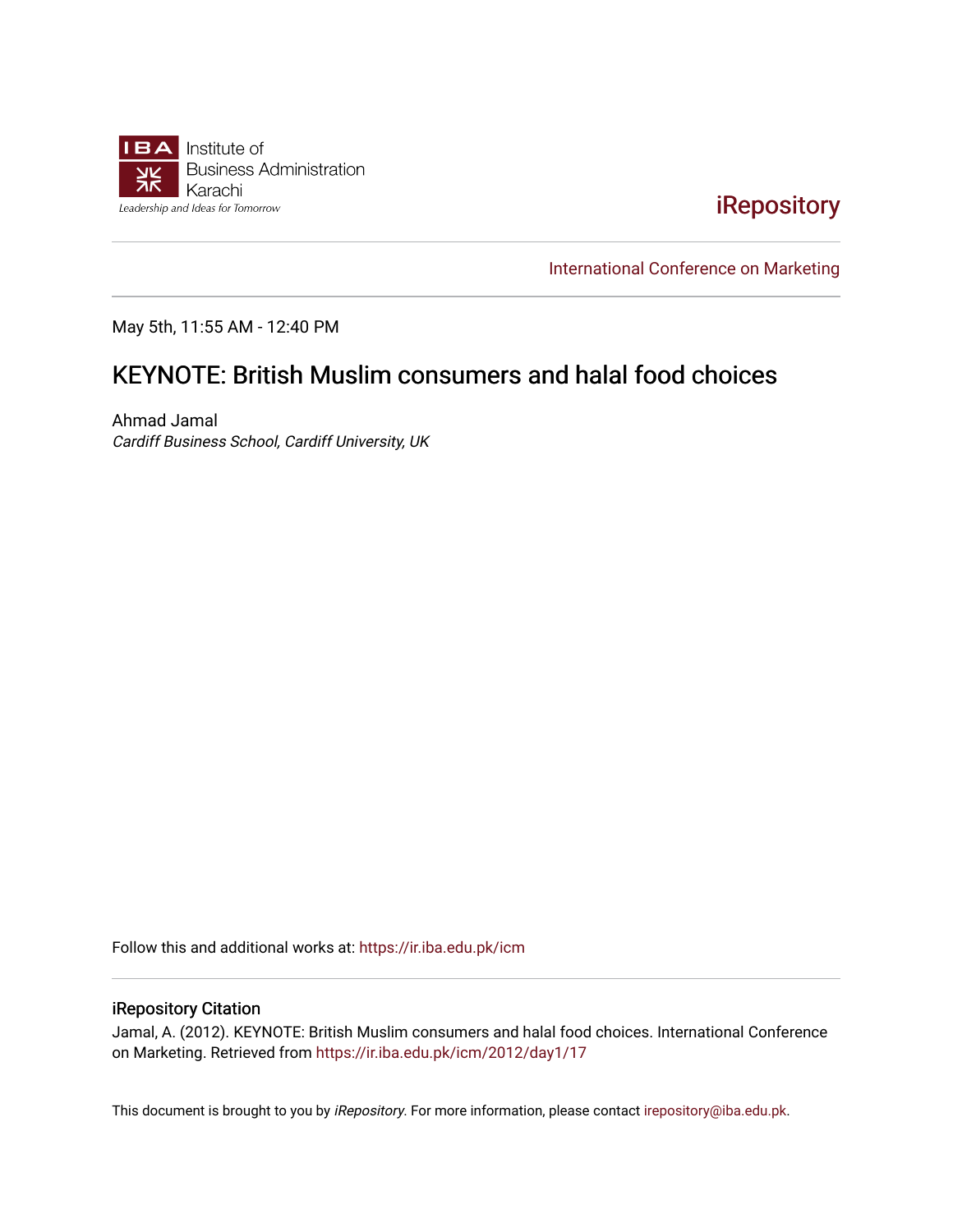Institute of Business Administration Karachi

Leadership and Ideas for Tomorrow

iRepository

International Conference on Marketing

May 5th, 11:55 AM - 12:40 PM

# KEYNOTE: British Muslim consumers and halal food choices

Ahmad Jamal

*Cardiff Business School, Cardiff University, UK*

Follow this and additional works at: https://ir.iba.edu.pk/icm

### iRepository Citation

Jamal, A. (2012). KEYNOTE: British Muslim consumers and halal food choices. International Conference on Marketing. Retrieved from https://ir.iba.edu.pk/icm/2012/day1/17

This document is brought to you by *iRepository*. For more information, please contact irepository@iba.edu.pk.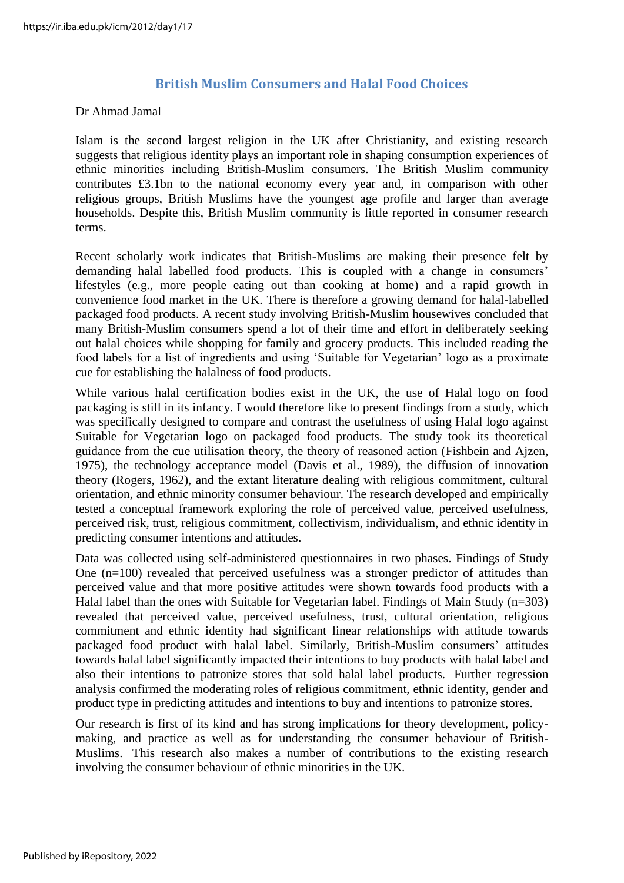# British Muslim Consumers and Halal Food Choices

Dr Ahmad Jamal

Islam is the second largest religion in the UK after Christianity, and existing research suggests that religious identity plays an important role in shaping consumption experiences of ethnic minorities including British-Muslim consumers. The British Muslim community contributes £3.1bn to the national economy every year and, in comparison with other religious groups, British Muslims have the youngest age profile and larger than average households. Despite this, British Muslim community is little reported in consumer research terms.

Recent scholarly work indicates that British-Muslims are making their presence felt by demanding halal labelled food products. This is coupled with a change in consumers' lifestyles (e.g., more people eating out than cooking at home) and a rapid growth in convenience food market in the UK. There is therefore a growing demand for halal-labelled packaged food products. A recent study involving British-Muslim housewives concluded that many British-Muslim consumers spend a lot of their time and effort in deliberately seeking out halal choices while shopping for family and grocery products. This included reading the food labels for a list of ingredients and using 'Suitable for Vegetarian' logo as a proximate cue for establishing the halalness of food products.

While various halal certification bodies exist in the UK, the use of Halal logo on food packaging is still in its infancy. I would therefore like to present findings from a study, which was specifically designed to compare and contrast the usefulness of using Halal logo against Suitable for Vegetarian logo on packaged food products. The study took its theoretical guidance from the cue utilisation theory, the theory of reasoned action (Fishbein and Ajzen, 1975), the technology acceptance model (Davis et al., 1989), the diffusion of innovation theory (Rogers, 1962), and the extant literature dealing with religious commitment, cultural orientation, and ethnic minority consumer behaviour. The research developed and empirically tested a conceptual framework exploring the role of perceived value, perceived usefulness, perceived risk, trust, religious commitment, collectivism, individualism, and ethnic identity in predicting consumer intentions and attitudes.

Data was collected using self-administered questionnaires in two phases. Findings of Study One (n=100) revealed that perceived usefulness was a stronger predictor of attitudes than perceived value and that more positive attitudes were shown towards food products with a Halal label than the ones with Suitable for Vegetarian label. Findings of Main Study (n=303) revealed that perceived value, perceived usefulness, trust, cultural orientation, religious commitment and ethnic identity had significant linear relationships with attitude towards packaged food product with halal label. Similarly, British-Muslim consumers' attitudes towards halal label significantly impacted their intentions to buy products with halal label and also their intentions to patronize stores that sold halal label products. Further regression analysis confirmed the moderating roles of religious commitment, ethnic identity, gender and product type in predicting attitudes and intentions to buy and intentions to patronize stores.

Our research is first of its kind and has strong implications for theory development, policy-making, and practice as well as for understanding the consumer behaviour of British-Muslims. This research also makes a number of contributions to the existing research involving the consumer behaviour of ethnic minorities in the UK.